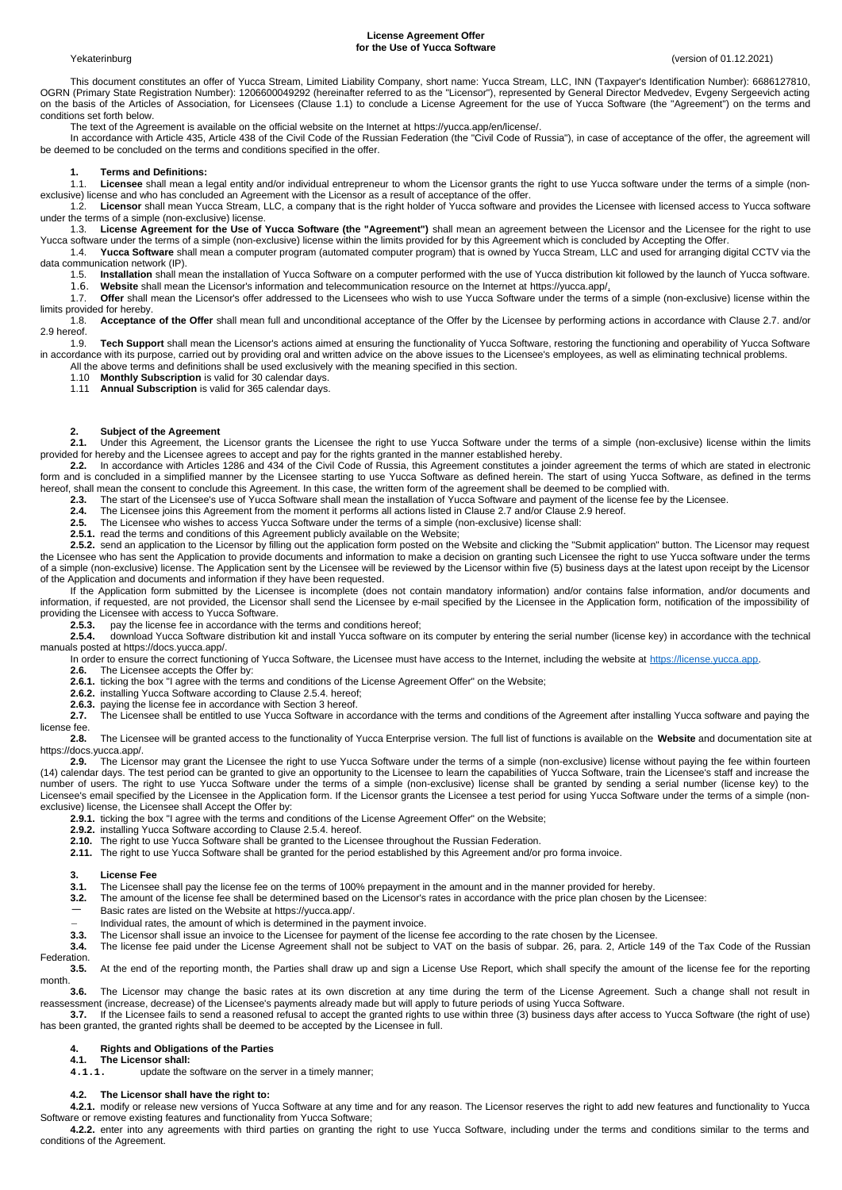# License Agreement Offer
# for the Use of Yucca Software

Yekaterinburg (version of 01.12.2021)

This document constitutes an offer of Yucca Stream, Limited Liability Company, short name: Yucca Stream, LLC, INN (Taxpayer's Identification Number): 6686127810, OGRN (Primary State Registration Number): 1206600049292 (hereinafter referred to as the "Licensor"), represented by General Director Medvedev, Evgeny Sergeevich acting on the basis of the Articles of Association, for Licensees (Clause 1.1) to conclude a License Agreement for the use of Yucca Software (the "Agreement") on the terms and conditions set forth below.

The text of the Agreement is available on the official website on the Internet at https://yucca.app/en/license/.

In accordance with Article 435, Article 438 of the Civil Code of the Russian Federation (the "Civil Code of Russia"), in case of acceptance of the offer, the agreement will be deemed to be concluded on the terms and conditions specified in the offer.

## 1. Terms and Definitions:

1.1. **Licensee** shall mean a legal entity and/or individual entrepreneur to whom the Licensor grants the right to use Yucca software under the terms of a simple (non-exclusive) license and who has concluded an Agreement with the Licensor as a result of acceptance of the offer.

1.2. **Licensor** shall mean Yucca Stream, LLC, a company that is the right holder of Yucca software and provides the Licensee with licensed access to Yucca software under the terms of a simple (non-exclusive) license.

1.3. **License Agreement for the Use of Yucca Software (the "Agreement")** shall mean an agreement between the Licensor and the Licensee for the right to use Yucca software under the terms of a simple (non-exclusive) license within the limits provided for by this Agreement which is concluded by Accepting the Offer.

1.4. **Yucca Software** shall mean a computer program (automated computer program) that is owned by Yucca Stream, LLC and used for arranging digital CCTV via the data communication network (IP).

1.5. **Installation** shall mean the installation of Yucca Software on a computer performed with the use of Yucca distribution kit followed by the launch of Yucca software.

1.6. **Website** shall mean the Licensor's information and telecommunication resource on the Internet at https://yucca.app/.

1.7. **Offer** shall mean the Licensor's offer addressed to the Licensees who wish to use Yucca Software under the terms of a simple (non-exclusive) license within the limits provided for hereby.

1.8. **Acceptance of the Offer** shall mean full and unconditional acceptance of the Offer by the Licensee by performing actions in accordance with Clause 2.7. and/or 2.9 hereof.

1.9. **Tech Support** shall mean the Licensor's actions aimed at ensuring the functionality of Yucca Software, restoring the functioning and operability of Yucca Software in accordance with its purpose, carried out by providing oral and written advice on the above issues to the Licensee's employees, as well as eliminating technical problems.

All the above terms and definitions shall be used exclusively with the meaning specified in this section.

1.10 **Monthly Subscription** is valid for 30 calendar days.

1.11 **Annual Subscription** is valid for 365 calendar days.

## 2. Subject of the Agreement

**2.1.** Under this Agreement, the Licensor grants the Licensee the right to use Yucca Software under the terms of a simple (non-exclusive) license within the limits provided for hereby and the Licensee agrees to accept and pay for the rights granted in the manner established hereby.

**2.2.** In accordance with Articles 1286 and 434 of the Civil Code of Russia, this Agreement constitutes a joinder agreement the terms of which are stated in electronic form and is concluded in a simplified manner by the Licensee starting to use Yucca Software as defined herein. The start of using Yucca Software, as defined in the terms hereof, shall mean the consent to conclude this Agreement. In this case, the written form of the agreement shall be deemed to be complied with.

**2.3.** The start of the Licensee's use of Yucca Software shall mean the installation of Yucca Software and payment of the license fee by the Licensee.

**2.4.** The Licensee joins this Agreement from the moment it performs all actions listed in Clause 2.7 and/or Clause 2.9 hereof.

**2.5.** The Licensee who wishes to access Yucca Software under the terms of a simple (non-exclusive) license shall:

**2.5.1.** read the terms and conditions of this Agreement publicly available on the Website;

**2.5.2.** send an application to the Licensor by filling out the application form posted on the Website and clicking the "Submit application" button. The Licensor may request the Licensee who has sent the Application to provide documents and information to make a decision on granting such Licensee the right to use Yucca software under the terms of a simple (non-exclusive) license. The Application sent by the Licensee will be reviewed by the Licensor within five (5) business days at the latest upon receipt by the Licensor of the Application and documents and information if they have been requested.

If the Application form submitted by the Licensee is incomplete (does not contain mandatory information) and/or contains false information, and/or documents and information, if requested, are not provided, the Licensor shall send the Licensee by e-mail specified by the Licensee in the Application form, notification of the impossibility of providing the Licensee with access to Yucca Software.

**2.5.3.** pay the license fee in accordance with the terms and conditions hereof;

**2.5.4.** download Yucca Software distribution kit and install Yucca software on its computer by entering the serial number (license key) in accordance with the technical manuals posted at https://docs.yucca.app/.

In order to ensure the correct functioning of Yucca Software, the Licensee must have access to the Internet, including the website at https://license.yucca.app.

**2.6.** The Licensee accepts the Offer by:

**2.6.1.** ticking the box "I agree with the terms and conditions of the License Agreement Offer" on the Website;

**2.6.2.** installing Yucca Software according to Clause 2.5.4. hereof;

**2.6.3.** paying the license fee in accordance with Section 3 hereof.

**2.7.** The Licensee shall be entitled to use Yucca Software in accordance with the terms and conditions of the Agreement after installing Yucca software and paying the license fee.

**2.8.** The Licensee will be granted access to the functionality of Yucca Enterprise version. The full list of functions is available on the **Website** and documentation site at https://docs.yucca.app/.

**2.9.** The Licensor may grant the Licensee the right to use Yucca Software under the terms of a simple (non-exclusive) license without paying the fee within fourteen (14) calendar days. The test period can be granted to give an opportunity to the Licensee to learn the capabilities of Yucca Software, train the Licensee's staff and increase the number of users. The right to use Yucca Software under the terms of a simple (non-exclusive) license shall be granted by sending a serial number (license key) to the Licensee's email specified by the Licensee in the Application form. If the Licensor grants the Licensee a test period for using Yucca Software under the terms of a simple (non-exclusive) license, the Licensee shall Accept the Offer by:

**2.9.1.** ticking the box "I agree with the terms and conditions of the License Agreement Offer" on the Website;

**2.9.2.** installing Yucca Software according to Clause 2.5.4. hereof.

**2.10.** The right to use Yucca Software shall be granted to the Licensee throughout the Russian Federation.

**2.11.** The right to use Yucca Software shall be granted for the period established by this Agreement and/or pro forma invoice.

## 3. License Fee

**3.1.** The Licensee shall pay the license fee on the terms of 100% prepayment in the amount and in the manner provided for hereby.

**3.2.** The amount of the license fee shall be determined based on the Licensor's rates in accordance with the price plan chosen by the Licensee:

- Basic rates are listed on the Website at https://yucca.app/.
- Individual rates, the amount of which is determined in the payment invoice.

**3.3.** The Licensor shall issue an invoice to the Licensee for payment of the license fee according to the rate chosen by the Licensee.

**3.4.** The license fee paid under the License Agreement shall not be subject to VAT on the basis of subpar. 26, para. 2, Article 149 of the Tax Code of the Russian Federation.

**3.5.** At the end of the reporting month, the Parties shall draw up and sign a License Use Report, which shall specify the amount of the license fee for the reporting month.

**3.6.** The Licensor may change the basic rates at its own discretion at any time during the term of the License Agreement. Such a change shall not result in reassessment (increase, decrease) of the Licensee's payments already made but will apply to future periods of using Yucca Software.

**3.7.** If the Licensee fails to send a reasoned refusal to accept the granted rights to use within three (3) business days after access to Yucca Software (the right of use) has been granted, the granted rights shall be deemed to be accepted by the Licensee in full.

## 4. Rights and Obligations of the Parties

### 4.1. The Licensor shall:

**4.1.1.** update the software on the server in a timely manner;

### 4.2. The Licensor shall have the right to:

**4.2.1.** modify or release new versions of Yucca Software at any time and for any reason. The Licensor reserves the right to add new features and functionality to Yucca Software or remove existing features and functionality from Yucca Software;

**4.2.2.** enter into any agreements with third parties on granting the right to use Yucca Software, including under the terms and conditions similar to the terms and conditions of the Agreement.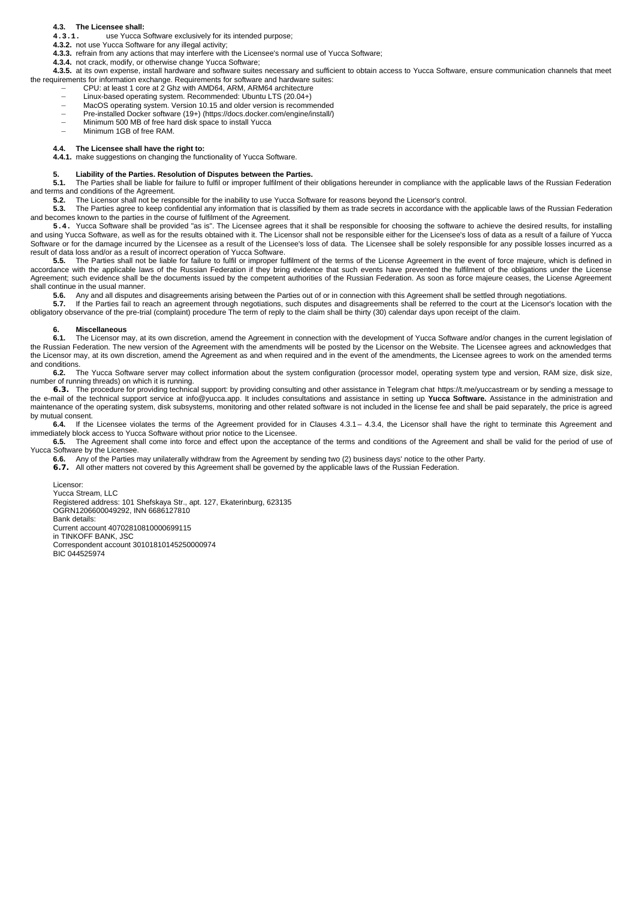**4.3. The Licensee shall:**

**4.3.1.** use Yucca Software exclusively for its intended purpose;

**4.3.2.** not use Yucca Software for any illegal activity;

**4.3.3.** refrain from any actions that may interfere with the Licensee's normal use of Yucca Software;

**4.3.4.** not crack, modify, or otherwise change Yucca Software;

**4.3.5.** at its own expense, install hardware and software suites necessary and sufficient to obtain access to Yucca Software, ensure communication channels that meet the requirements for information exchange. Requirements for software and hardware suites:

- CPU: at least 1 core at 2 Ghz with AMD64, ARM, ARM64 architecture
- Linux-based operating system. Recommended: Ubuntu LTS (20.04+)
- MacOS operating system. Version 10.15 and older version is recommended
- Pre-installed Docker software (19+) (https://docs.docker.com/engine/install/)
- Minimum 500 MB of free hard disk space to install Yucca
- Minimum 1GB of free RAM.

**4.4. The Licensee shall have the right to:**

**4.4.1.** make suggestions on changing the functionality of Yucca Software.

## 5. Liability of the Parties. Resolution of Disputes between the Parties.

**5.1.** The Parties shall be liable for failure to fulfil or improper fulfilment of their obligations hereunder in compliance with the applicable laws of the Russian Federation and terms and conditions of the Agreement.

**5.2.** The Licensor shall not be responsible for the inability to use Yucca Software for reasons beyond the Licensor's control.

**5.3.** The Parties agree to keep confidential any information that is classified by them as trade secrets in accordance with the applicable laws of the Russian Federation and becomes known to the parties in the course of fulfilment of the Agreement.

**5.4.** Yucca Software shall be provided "as is". The Licensee agrees that it shall be responsible for choosing the software to achieve the desired results, for installing and using Yucca Software, as well as for the results obtained with it. The Licensor shall not be responsible either for the Licensee's loss of data as a result of a failure of Yucca Software or for the damage incurred by the Licensee as a result of the Licensee's loss of data. The Licensee shall be solely responsible for any possible losses incurred as a result of data loss and/or as a result of incorrect operation of Yucca Software.

**5.5.** The Parties shall not be liable for failure to fulfil or improper fulfilment of the terms of the License Agreement in the event of force majeure, which is defined in accordance with the applicable laws of the Russian Federation if they bring evidence that such events have prevented the fulfilment of the obligations under the License Agreement; such evidence shall be the documents issued by the competent authorities of the Russian Federation. As soon as force majeure ceases, the License Agreement shall continue in the usual manner.

**5.6.** Any and all disputes and disagreements arising between the Parties out of or in connection with this Agreement shall be settled through negotiations.

**5.7.** If the Parties fail to reach an agreement through negotiations, such disputes and disagreements shall be referred to the court at the Licensor's location with the obligatory observance of the pre-trial (complaint) procedure The term of reply to the claim shall be thirty (30) calendar days upon receipt of the claim.

## 6. Miscellaneous

**6.1.** The Licensor may, at its own discretion, amend the Agreement in connection with the development of Yucca Software and/or changes in the current legislation of the Russian Federation. The new version of the Agreement with the amendments will be posted by the Licensor on the Website. The Licensee agrees and acknowledges that the Licensor may, at its own discretion, amend the Agreement as and when required and in the event of the amendments, the Licensee agrees to work on the amended terms and conditions.

**6.2.** The Yucca Software server may collect information about the system configuration (processor model, operating system type and version, RAM size, disk size, number of running threads) on which it is running.

**6.3.** The procedure for providing technical support: by providing consulting and other assistance in Telegram chat https://t.me/yuccastream or by sending a message to the e-mail of the technical support service at info@yucca.app. It includes consultations and assistance in setting up **Yucca Software.** Assistance in the administration and maintenance of the operating system, disk subsystems, monitoring and other related software is not included in the license fee and shall be paid separately, the price is agreed by mutual consent.

**6.4.** If the Licensee violates the terms of the Agreement provided for in Clauses 4.3.1 – 4.3.4, the Licensor shall have the right to terminate this Agreement and immediately block access to Yucca Software without prior notice to the Licensee.

**6.5.** The Agreement shall come into force and effect upon the acceptance of the terms and conditions of the Agreement and shall be valid for the period of use of Yucca Software by the Licensee.

**6.6.** Any of the Parties may unilaterally withdraw from the Agreement by sending two (2) business days' notice to the other Party.

**6.7.** All other matters not covered by this Agreement shall be governed by the applicable laws of the Russian Federation.

Licensor:
Yucca Stream, LLC
Registered address: 101 Shefskaya Str., apt. 127, Ekaterinburg, 623135
OGRN1206600049292, INN 6686127810
Bank details:
Current account 40702810810000699115
in TINKOFF BANK, JSC
Correspondent account 30101810145250000974
BIC 044525974